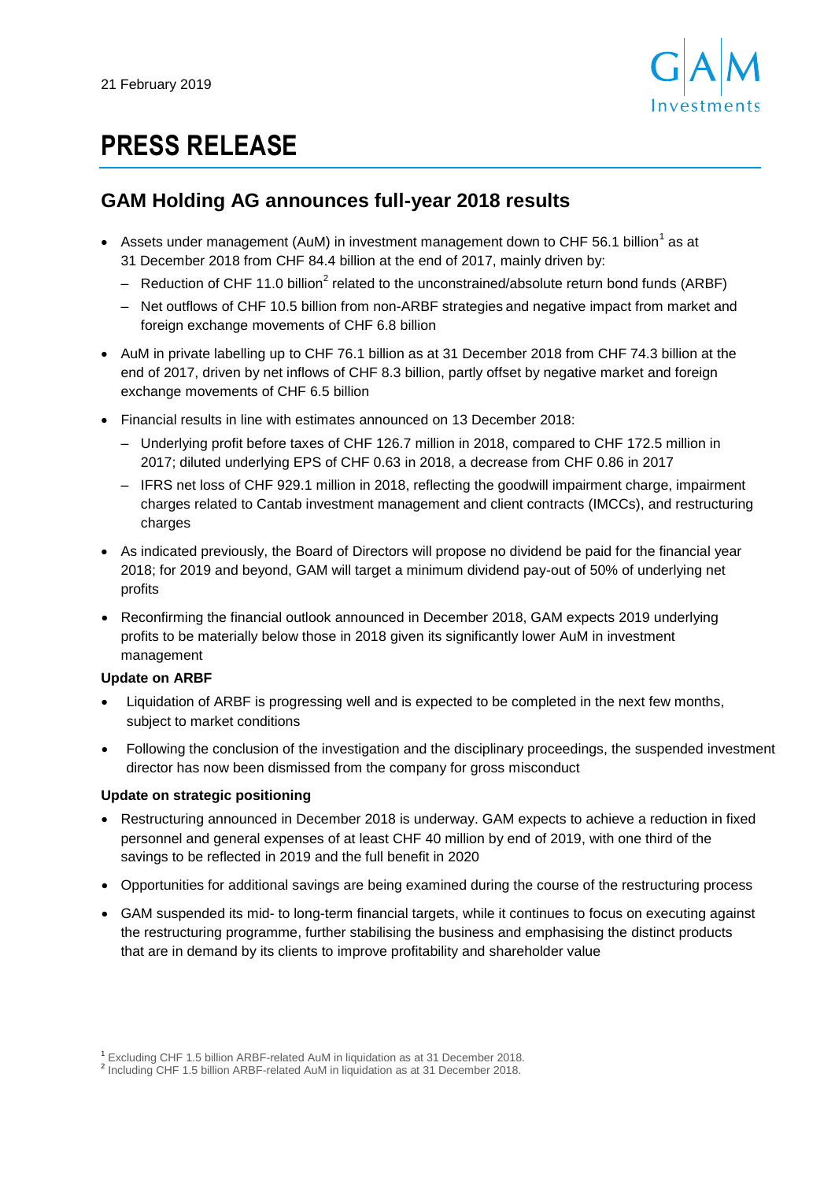21 February 2019

# PRESS RELEASE

## GAM Holding AG announces full-year 2018 results

- Assets under management (AuM) in investment management down to CHF 56.1 billion[1] as at 31 December 2018 from CHF 84.4 billion at the end of 2017, mainly driven by:
  - Reduction of CHF 11.0 billion[2] related to the unconstrained/absolute return bond funds (ARBF)
  - Net outflows of CHF 10.5 billion from non-ARBF strategies and negative impact from market and foreign exchange movements of CHF 6.8 billion
- AuM in private labelling up to CHF 76.1 billion as at 31 December 2018 from CHF 74.3 billion at the end of 2017, driven by net inflows of CHF 8.3 billion, partly offset by negative market and foreign exchange movements of CHF 6.5 billion
- Financial results in line with estimates announced on 13 December 2018:
  - Underlying profit before taxes of CHF 126.7 million in 2018, compared to CHF 172.5 million in 2017; diluted underlying EPS of CHF 0.63 in 2018, a decrease from CHF 0.86 in 2017
  - IFRS net loss of CHF 929.1 million in 2018, reflecting the goodwill impairment charge, impairment charges related to Cantab investment management and client contracts (IMCCs), and restructuring charges
- As indicated previously, the Board of Directors will propose no dividend be paid for the financial year 2018; for 2019 and beyond, GAM will target a minimum dividend pay-out of 50% of underlying net profits
- Reconfirming the financial outlook announced in December 2018, GAM expects 2019 underlying profits to be materially below those in 2018 given its significantly lower AuM in investment management

**Update on ARBF**

- Liquidation of ARBF is progressing well and is expected to be completed in the next few months, subject to market conditions
- Following the conclusion of the investigation and the disciplinary proceedings, the suspended investment director has now been dismissed from the company for gross misconduct

**Update on strategic positioning**

- Restructuring announced in December 2018 is underway. GAM expects to achieve a reduction in fixed personnel and general expenses of at least CHF 40 million by end of 2019, with one third of the savings to be reflected in 2019 and the full benefit in 2020
- Opportunities for additional savings are being examined during the course of the restructuring process
- GAM suspended its mid- to long-term financial targets, while it continues to focus on executing against the restructuring programme, further stabilising the business and emphasising the distinct products that are in demand by its clients to improve profitability and shareholder value

[1] Excluding CHF 1.5 billion ARBF-related AuM in liquidation as at 31 December 2018.
[2] Including CHF 1.5 billion ARBF-related AuM in liquidation as at 31 December 2018.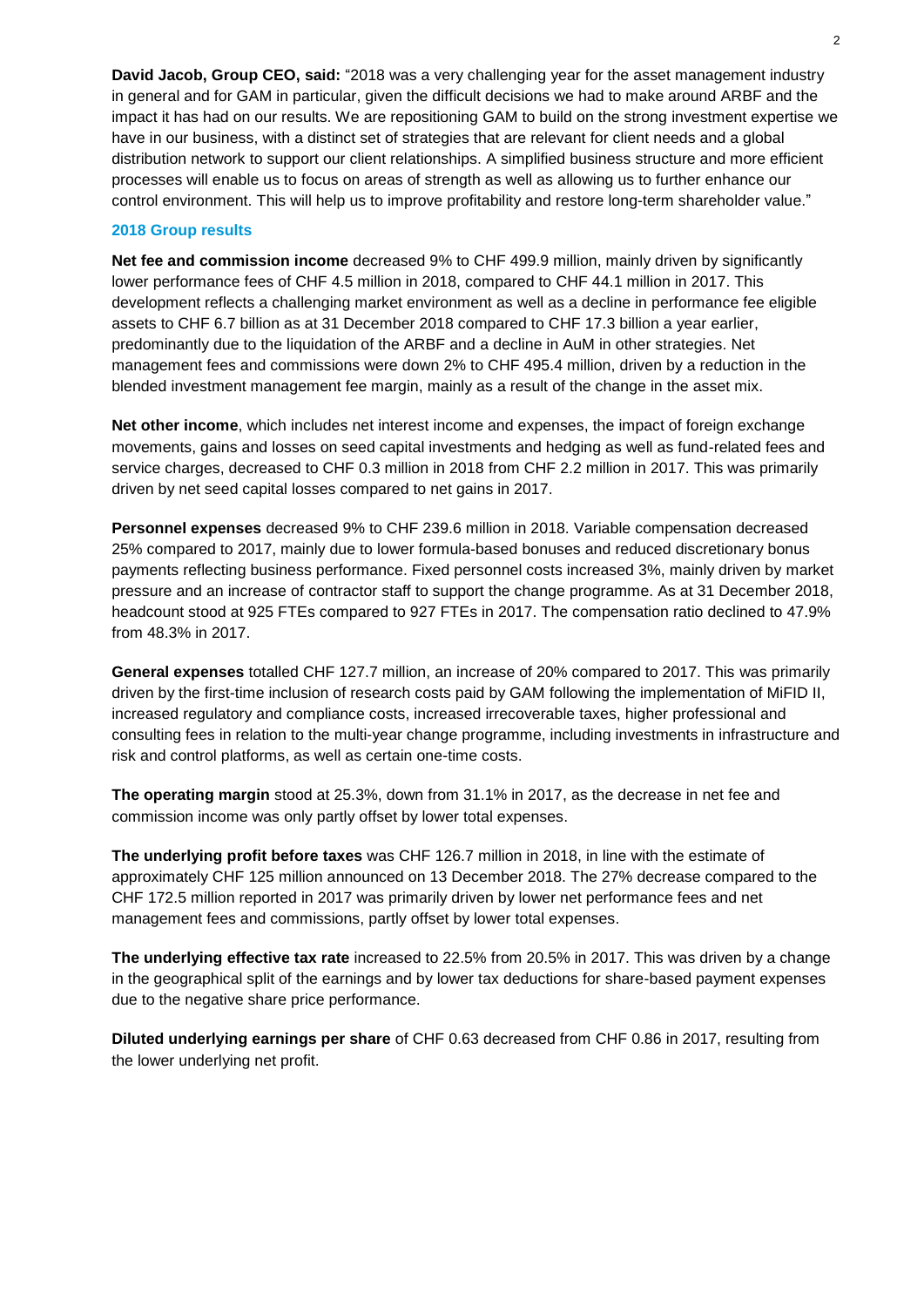**David Jacob, Group CEO, said:** "2018 was a very challenging year for the asset management industry in general and for GAM in particular, given the difficult decisions we had to make around ARBF and the impact it has had on our results. We are repositioning GAM to build on the strong investment expertise we have in our business, with a distinct set of strategies that are relevant for client needs and a global distribution network to support our client relationships. A simplified business structure and more efficient processes will enable us to focus on areas of strength as well as allowing us to further enhance our control environment. This will help us to improve profitability and restore long-term shareholder value."

## 2018 Group results

**Net fee and commission income** decreased 9% to CHF 499.9 million, mainly driven by significantly lower performance fees of CHF 4.5 million in 2018, compared to CHF 44.1 million in 2017. This development reflects a challenging market environment as well as a decline in performance fee eligible assets to CHF 6.7 billion as at 31 December 2018 compared to CHF 17.3 billion a year earlier, predominantly due to the liquidation of the ARBF and a decline in AuM in other strategies. Net management fees and commissions were down 2% to CHF 495.4 million, driven by a reduction in the blended investment management fee margin, mainly as a result of the change in the asset mix.

**Net other income**, which includes net interest income and expenses, the impact of foreign exchange movements, gains and losses on seed capital investments and hedging as well as fund-related fees and service charges, decreased to CHF 0.3 million in 2018 from CHF 2.2 million in 2017. This was primarily driven by net seed capital losses compared to net gains in 2017.

**Personnel expenses** decreased 9% to CHF 239.6 million in 2018. Variable compensation decreased 25% compared to 2017, mainly due to lower formula-based bonuses and reduced discretionary bonus payments reflecting business performance. Fixed personnel costs increased 3%, mainly driven by market pressure and an increase of contractor staff to support the change programme. As at 31 December 2018, headcount stood at 925 FTEs compared to 927 FTEs in 2017. The compensation ratio declined to 47.9% from 48.3% in 2017.

**General expenses** totalled CHF 127.7 million, an increase of 20% compared to 2017. This was primarily driven by the first-time inclusion of research costs paid by GAM following the implementation of MiFID II, increased regulatory and compliance costs, increased irrecoverable taxes, higher professional and consulting fees in relation to the multi-year change programme, including investments in infrastructure and risk and control platforms, as well as certain one-time costs.

**The operating margin** stood at 25.3%, down from 31.1% in 2017, as the decrease in net fee and commission income was only partly offset by lower total expenses.

**The underlying profit before taxes** was CHF 126.7 million in 2018, in line with the estimate of approximately CHF 125 million announced on 13 December 2018. The 27% decrease compared to the CHF 172.5 million reported in 2017 was primarily driven by lower net performance fees and net management fees and commissions, partly offset by lower total expenses.

**The underlying effective tax rate** increased to 22.5% from 20.5% in 2017. This was driven by a change in the geographical split of the earnings and by lower tax deductions for share-based payment expenses due to the negative share price performance.

**Diluted underlying earnings per share** of CHF 0.63 decreased from CHF 0.86 in 2017, resulting from the lower underlying net profit.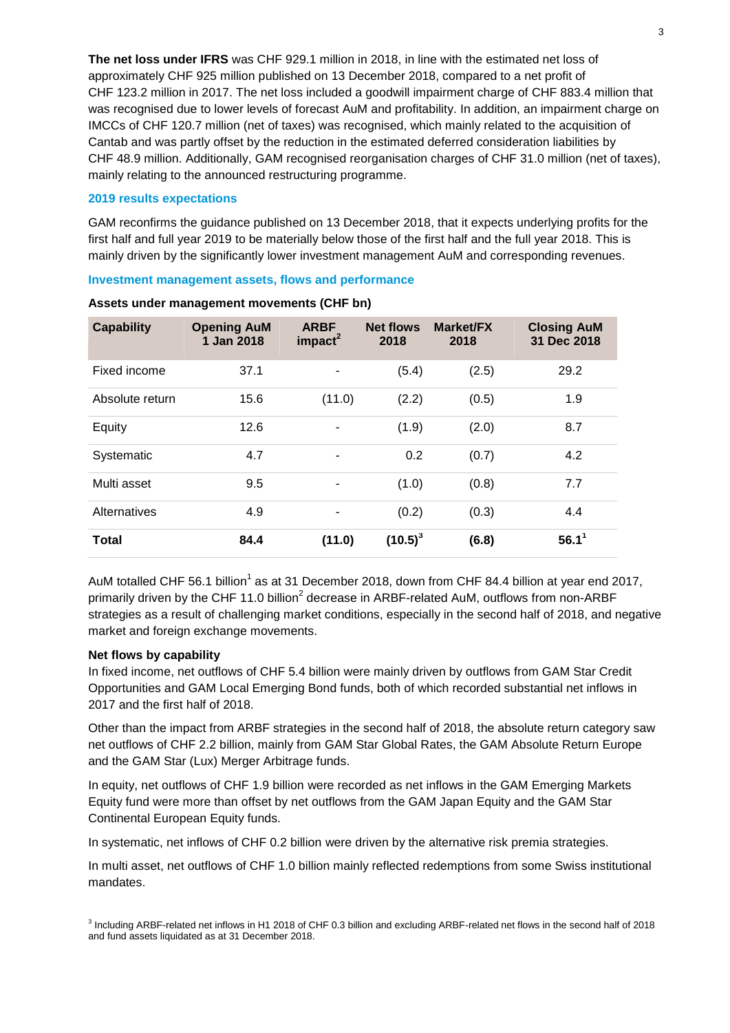**The net loss under IFRS** was CHF 929.1 million in 2018, in line with the estimated net loss of approximately CHF 925 million published on 13 December 2018, compared to a net profit of CHF 123.2 million in 2017. The net loss included a goodwill impairment charge of CHF 883.4 million that was recognised due to lower levels of forecast AuM and profitability. In addition, an impairment charge on IMCCs of CHF 120.7 million (net of taxes) was recognised, which mainly related to the acquisition of Cantab and was partly offset by the reduction in the estimated deferred consideration liabilities by CHF 48.9 million. Additionally, GAM recognised reorganisation charges of CHF 31.0 million (net of taxes), mainly relating to the announced restructuring programme.

### 2019 results expectations

GAM reconfirms the guidance published on 13 December 2018, that it expects underlying profits for the first half and full year 2019 to be materially below those of the first half and the full year 2018. This is mainly driven by the significantly lower investment management AuM and corresponding revenues.

### Investment management assets, flows and performance

**Assets under management movements (CHF bn)**

| Capability | Opening AuM 1 Jan 2018 | ARBF impact[2] | Net flows 2018 | Market/FX 2018 | Closing AuM 31 Dec 2018 |
|---|---|---|---|---|---|
| Fixed income | 37.1 | - | (5.4) | (2.5) | 29.2 |
| Absolute return | 15.6 | (11.0) | (2.2) | (0.5) | 1.9 |
| Equity | 12.6 | - | (1.9) | (2.0) | 8.7 |
| Systematic | 4.7 | - | 0.2 | (0.7) | 4.2 |
| Multi asset | 9.5 | - | (1.0) | (0.8) | 7.7 |
| Alternatives | 4.9 | - | (0.2) | (0.3) | 4.4 |
| **Total** | **84.4** | **(11.0)** | **(10.5)[3]** | **(6.8)** | **56.1[1]** |

AuM totalled CHF 56.1 billion[1] as at 31 December 2018, down from CHF 84.4 billion at year end 2017, primarily driven by the CHF 11.0 billion[2] decrease in ARBF-related AuM, outflows from non-ARBF strategies as a result of challenging market conditions, especially in the second half of 2018, and negative market and foreign exchange movements.

**Net flows by capability**

In fixed income, net outflows of CHF 5.4 billion were mainly driven by outflows from GAM Star Credit Opportunities and GAM Local Emerging Bond funds, both of which recorded substantial net inflows in 2017 and the first half of 2018.

Other than the impact from ARBF strategies in the second half of 2018, the absolute return category saw net outflows of CHF 2.2 billion, mainly from GAM Star Global Rates, the GAM Absolute Return Europe and the GAM Star (Lux) Merger Arbitrage funds.

In equity, net outflows of CHF 1.9 billion were recorded as net inflows in the GAM Emerging Markets Equity fund were more than offset by net outflows from the GAM Japan Equity and the GAM Star Continental European Equity funds.

In systematic, net inflows of CHF 0.2 billion were driven by the alternative risk premia strategies.

In multi asset, net outflows of CHF 1.0 billion mainly reflected redemptions from some Swiss institutional mandates.

[3] Including ARBF-related net inflows in H1 2018 of CHF 0.3 billion and excluding ARBF-related net flows in the second half of 2018 and fund assets liquidated as at 31 December 2018.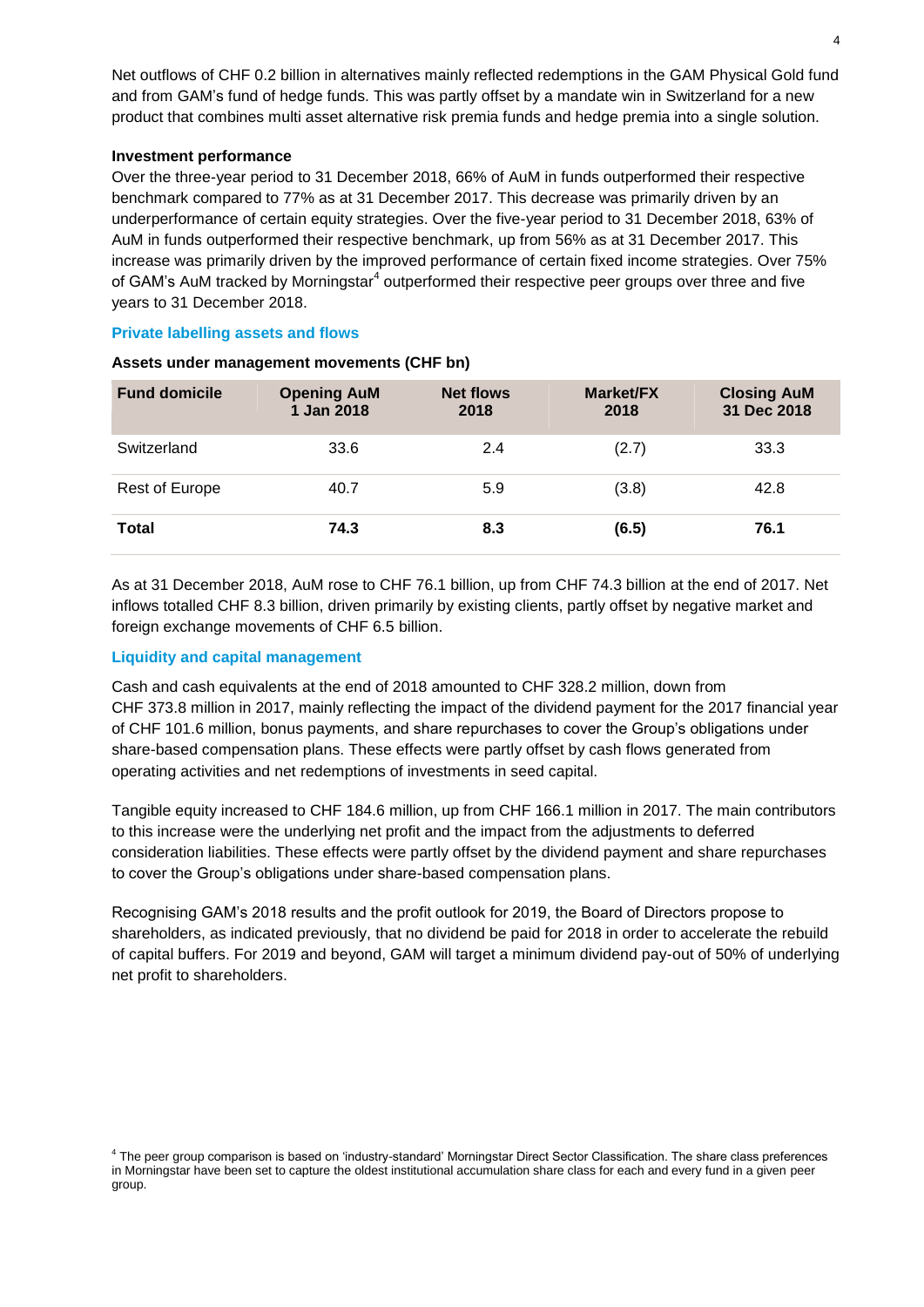Net outflows of CHF 0.2 billion in alternatives mainly reflected redemptions in the GAM Physical Gold fund and from GAM's fund of hedge funds. This was partly offset by a mandate win in Switzerland for a new product that combines multi asset alternative risk premia funds and hedge premia into a single solution.

**Investment performance**

Over the three-year period to 31 December 2018, 66% of AuM in funds outperformed their respective benchmark compared to 77% as at 31 December 2017. This decrease was primarily driven by an underperformance of certain equity strategies. Over the five-year period to 31 December 2018, 63% of AuM in funds outperformed their respective benchmark, up from 56% as at 31 December 2017. This increase was primarily driven by the improved performance of certain fixed income strategies. Over 75% of GAM's AuM tracked by Morningstar[4] outperformed their respective peer groups over three and five years to 31 December 2018.

### Private labelling assets and flows

**Assets under management movements (CHF bn)**

| Fund domicile | Opening AuM 1 Jan 2018 | Net flows 2018 | Market/FX 2018 | Closing AuM 31 Dec 2018 |
|---|---|---|---|---|
| Switzerland | 33.6 | 2.4 | (2.7) | 33.3 |
| Rest of Europe | 40.7 | 5.9 | (3.8) | 42.8 |
| **Total** | **74.3** | **8.3** | **(6.5)** | **76.1** |

As at 31 December 2018, AuM rose to CHF 76.1 billion, up from CHF 74.3 billion at the end of 2017. Net inflows totalled CHF 8.3 billion, driven primarily by existing clients, partly offset by negative market and foreign exchange movements of CHF 6.5 billion.

### Liquidity and capital management

Cash and cash equivalents at the end of 2018 amounted to CHF 328.2 million, down from CHF 373.8 million in 2017, mainly reflecting the impact of the dividend payment for the 2017 financial year of CHF 101.6 million, bonus payments, and share repurchases to cover the Group's obligations under share-based compensation plans. These effects were partly offset by cash flows generated from operating activities and net redemptions of investments in seed capital.

Tangible equity increased to CHF 184.6 million, up from CHF 166.1 million in 2017. The main contributors to this increase were the underlying net profit and the impact from the adjustments to deferred consideration liabilities. These effects were partly offset by the dividend payment and share repurchases to cover the Group's obligations under share-based compensation plans.

Recognising GAM's 2018 results and the profit outlook for 2019, the Board of Directors propose to shareholders, as indicated previously, that no dividend be paid for 2018 in order to accelerate the rebuild of capital buffers. For 2019 and beyond, GAM will target a minimum dividend pay-out of 50% of underlying net profit to shareholders.

[4] The peer group comparison is based on 'industry-standard' Morningstar Direct Sector Classification. The share class preferences in Morningstar have been set to capture the oldest institutional accumulation share class for each and every fund in a given peer group.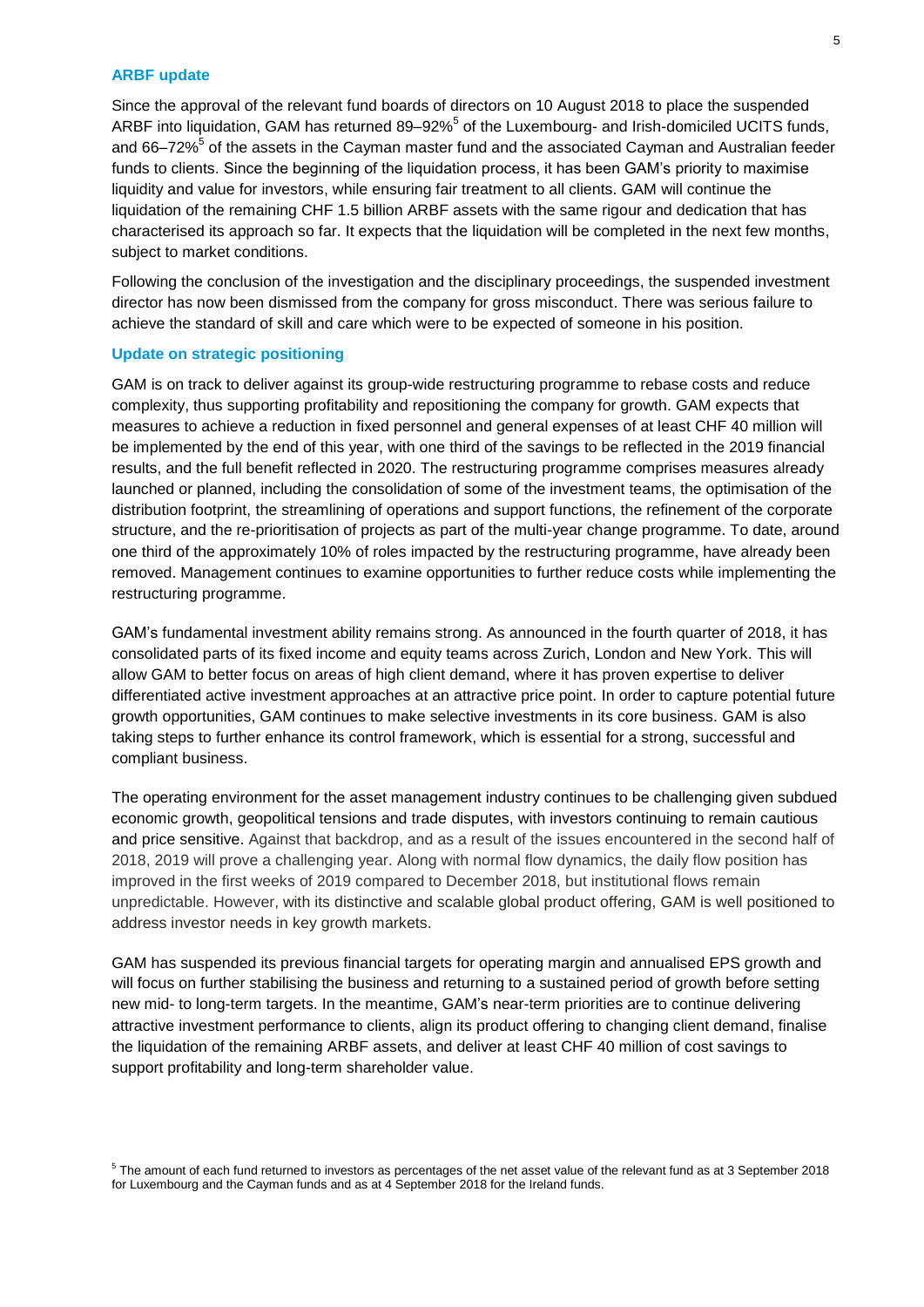### ARBF update

Since the approval of the relevant fund boards of directors on 10 August 2018 to place the suspended ARBF into liquidation, GAM has returned 89–92%[5] of the Luxembourg- and Irish-domiciled UCITS funds, and 66–72%[5] of the assets in the Cayman master fund and the associated Cayman and Australian feeder funds to clients. Since the beginning of the liquidation process, it has been GAM's priority to maximise liquidity and value for investors, while ensuring fair treatment to all clients. GAM will continue the liquidation of the remaining CHF 1.5 billion ARBF assets with the same rigour and dedication that has characterised its approach so far. It expects that the liquidation will be completed in the next few months, subject to market conditions.

Following the conclusion of the investigation and the disciplinary proceedings, the suspended investment director has now been dismissed from the company for gross misconduct. There was serious failure to achieve the standard of skill and care which were to be expected of someone in his position.

### Update on strategic positioning

GAM is on track to deliver against its group-wide restructuring programme to rebase costs and reduce complexity, thus supporting profitability and repositioning the company for growth. GAM expects that measures to achieve a reduction in fixed personnel and general expenses of at least CHF 40 million will be implemented by the end of this year, with one third of the savings to be reflected in the 2019 financial results, and the full benefit reflected in 2020. The restructuring programme comprises measures already launched or planned, including the consolidation of some of the investment teams, the optimisation of the distribution footprint, the streamlining of operations and support functions, the refinement of the corporate structure, and the re-prioritisation of projects as part of the multi-year change programme. To date, around one third of the approximately 10% of roles impacted by the restructuring programme, have already been removed. Management continues to examine opportunities to further reduce costs while implementing the restructuring programme.

GAM's fundamental investment ability remains strong. As announced in the fourth quarter of 2018, it has consolidated parts of its fixed income and equity teams across Zurich, London and New York. This will allow GAM to better focus on areas of high client demand, where it has proven expertise to deliver differentiated active investment approaches at an attractive price point. In order to capture potential future growth opportunities, GAM continues to make selective investments in its core business. GAM is also taking steps to further enhance its control framework, which is essential for a strong, successful and compliant business.

The operating environment for the asset management industry continues to be challenging given subdued economic growth, geopolitical tensions and trade disputes, with investors continuing to remain cautious and price sensitive. Against that backdrop, and as a result of the issues encountered in the second half of 2018, 2019 will prove a challenging year. Along with normal flow dynamics, the daily flow position has improved in the first weeks of 2019 compared to December 2018, but institutional flows remain unpredictable. However, with its distinctive and scalable global product offering, GAM is well positioned to address investor needs in key growth markets.

GAM has suspended its previous financial targets for operating margin and annualised EPS growth and will focus on further stabilising the business and returning to a sustained period of growth before setting new mid- to long-term targets. In the meantime, GAM's near-term priorities are to continue delivering attractive investment performance to clients, align its product offering to changing client demand, finalise the liquidation of the remaining ARBF assets, and deliver at least CHF 40 million of cost savings to support profitability and long-term shareholder value.

[5] The amount of each fund returned to investors as percentages of the net asset value of the relevant fund as at 3 September 2018 for Luxembourg and the Cayman funds and as at 4 September 2018 for the Ireland funds.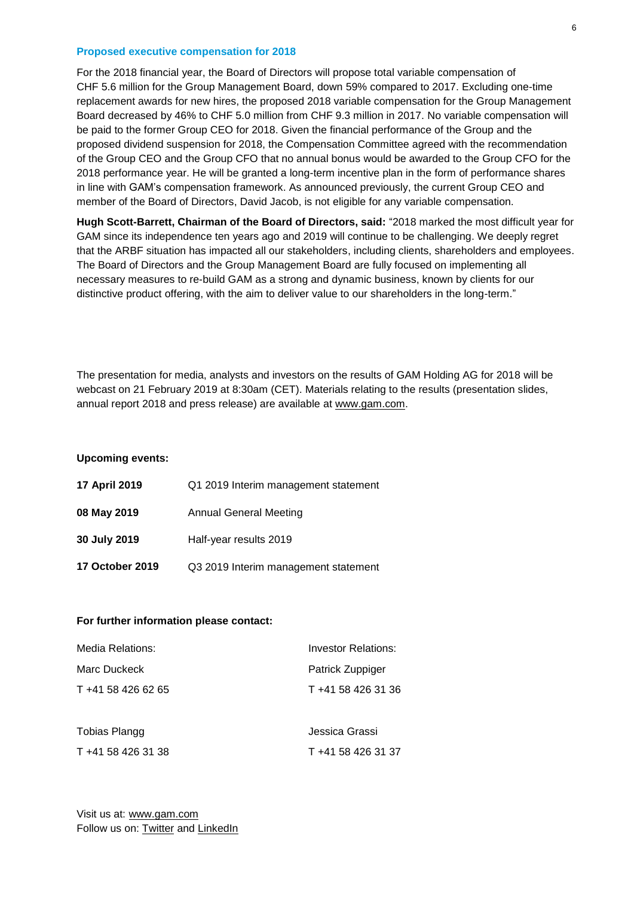### Proposed executive compensation for 2018

For the 2018 financial year, the Board of Directors will propose total variable compensation of CHF 5.6 million for the Group Management Board, down 59% compared to 2017. Excluding one-time replacement awards for new hires, the proposed 2018 variable compensation for the Group Management Board decreased by 46% to CHF 5.0 million from CHF 9.3 million in 2017. No variable compensation will be paid to the former Group CEO for 2018. Given the financial performance of the Group and the proposed dividend suspension for 2018, the Compensation Committee agreed with the recommendation of the Group CEO and the Group CFO that no annual bonus would be awarded to the Group CFO for the 2018 performance year. He will be granted a long-term incentive plan in the form of performance shares in line with GAM's compensation framework. As announced previously, the current Group CEO and member of the Board of Directors, David Jacob, is not eligible for any variable compensation.

**Hugh Scott-Barrett, Chairman of the Board of Directors, said:** "2018 marked the most difficult year for GAM since its independence ten years ago and 2019 will continue to be challenging. We deeply regret that the ARBF situation has impacted all our stakeholders, including clients, shareholders and employees. The Board of Directors and the Group Management Board are fully focused on implementing all necessary measures to re-build GAM as a strong and dynamic business, known by clients for our distinctive product offering, with the aim to deliver value to our shareholders in the long-term."

The presentation for media, analysts and investors on the results of GAM Holding AG for 2018 will be webcast on 21 February 2019 at 8:30am (CET). Materials relating to the results (presentation slides, annual report 2018 and press release) are available at www.gam.com.

**Upcoming events:**

| | |
|---|---|
| **17 April 2019** | Q1 2019 Interim management statement |
| **08 May 2019** | Annual General Meeting |
| **30 July 2019** | Half-year results 2019 |
| **17 October 2019** | Q3 2019 Interim management statement |

**For further information please contact:**

| Media Relations: | Investor Relations: |
|---|---|
| Marc Duckeck | Patrick Zuppiger |
| T +41 58 426 62 65 | T +41 58 426 31 36 |
| | |
| Tobias Plangg | Jessica Grassi |
| T +41 58 426 31 38 | T +41 58 426 31 37 |

Visit us at: www.gam.com
Follow us on: Twitter and LinkedIn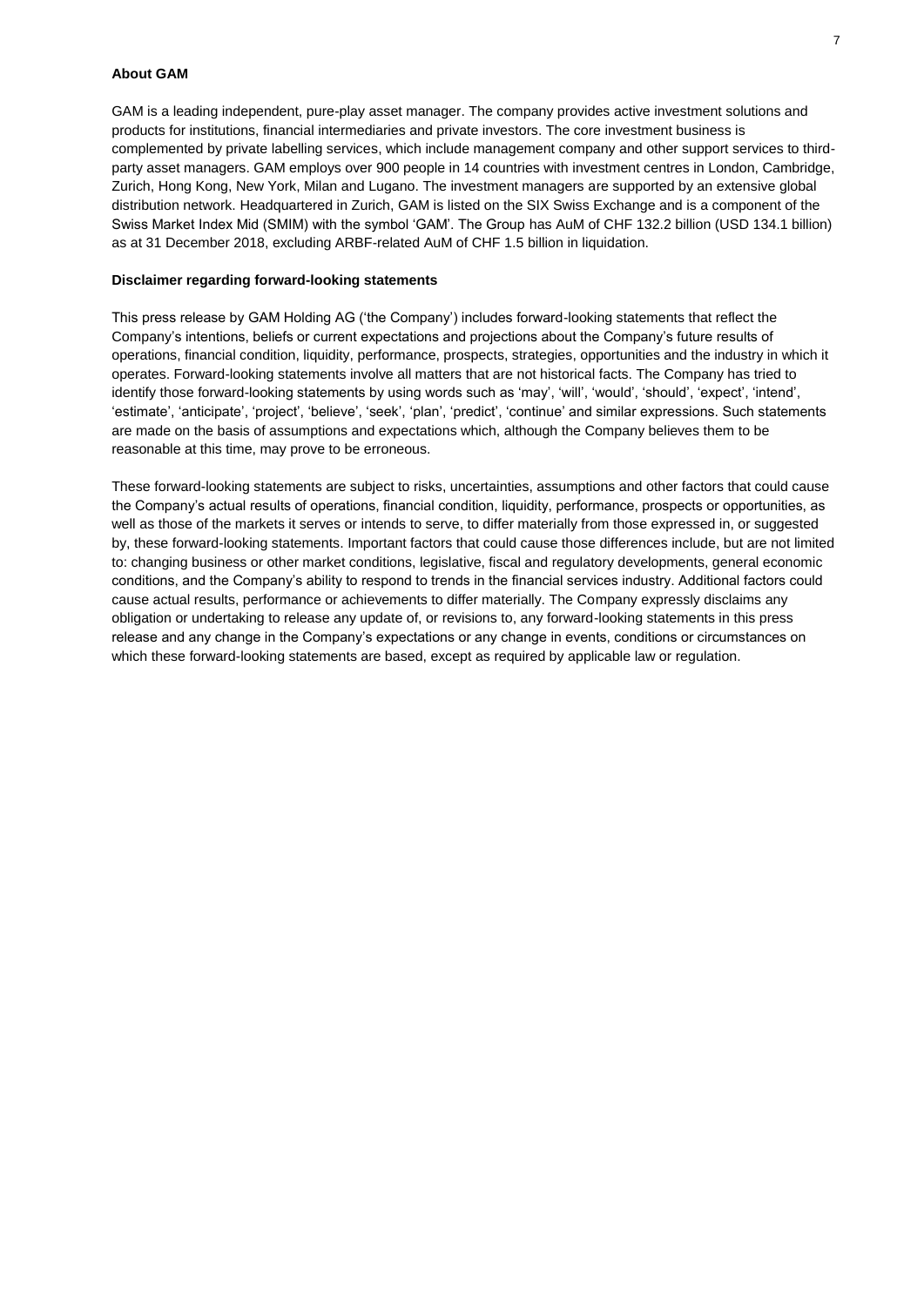**About GAM**

GAM is a leading independent, pure-play asset manager. The company provides active investment solutions and products for institutions, financial intermediaries and private investors. The core investment business is complemented by private labelling services, which include management company and other support services to third-party asset managers. GAM employs over 900 people in 14 countries with investment centres in London, Cambridge, Zurich, Hong Kong, New York, Milan and Lugano. The investment managers are supported by an extensive global distribution network. Headquartered in Zurich, GAM is listed on the SIX Swiss Exchange and is a component of the Swiss Market Index Mid (SMIM) with the symbol 'GAM'. The Group has AuM of CHF 132.2 billion (USD 134.1 billion) as at 31 December 2018, excluding ARBF-related AuM of CHF 1.5 billion in liquidation.

**Disclaimer regarding forward-looking statements**

This press release by GAM Holding AG ('the Company') includes forward-looking statements that reflect the Company's intentions, beliefs or current expectations and projections about the Company's future results of operations, financial condition, liquidity, performance, prospects, strategies, opportunities and the industry in which it operates. Forward-looking statements involve all matters that are not historical facts. The Company has tried to identify those forward-looking statements by using words such as 'may', 'will', 'would', 'should', 'expect', 'intend', 'estimate', 'anticipate', 'project', 'believe', 'seek', 'plan', 'predict', 'continue' and similar expressions. Such statements are made on the basis of assumptions and expectations which, although the Company believes them to be reasonable at this time, may prove to be erroneous.

These forward-looking statements are subject to risks, uncertainties, assumptions and other factors that could cause the Company's actual results of operations, financial condition, liquidity, performance, prospects or opportunities, as well as those of the markets it serves or intends to serve, to differ materially from those expressed in, or suggested by, these forward-looking statements. Important factors that could cause those differences include, but are not limited to: changing business or other market conditions, legislative, fiscal and regulatory developments, general economic conditions, and the Company's ability to respond to trends in the financial services industry. Additional factors could cause actual results, performance or achievements to differ materially. The Company expressly disclaims any obligation or undertaking to release any update of, or revisions to, any forward-looking statements in this press release and any change in the Company's expectations or any change in events, conditions or circumstances on which these forward-looking statements are based, except as required by applicable law or regulation.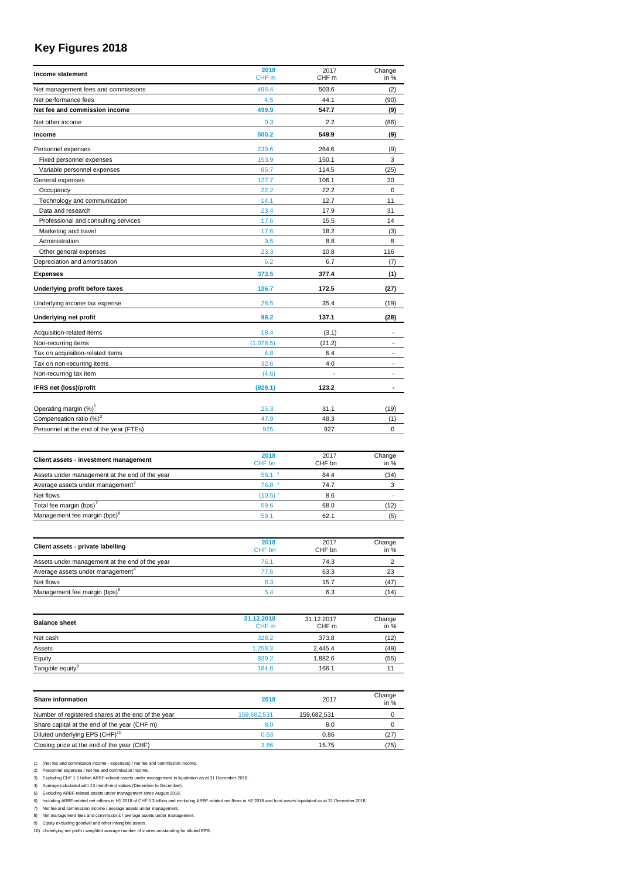## Key Figures 2018

| Income statement | 2018 CHF m | 2017 CHF m | Change in % |
|---|---|---|---|
| Net management fees and commissions | 495.4 | 503.6 | (2) |
| Net performance fees | 4.5 | 44.1 | (90) |
| **Net fee and commission income** | **499.9** | **547.7** | **(9)** |
| Net other income | 0.3 | 2.2 | (86) |
| **Income** | **500.2** | **549.9** | **(9)** |
| Personnel expenses | 239.6 | 264.6 | (9) |
| Fixed personnel expenses | 153.9 | 150.1 | 3 |
| Variable personnel expenses | 85.7 | 114.5 | (25) |
| General expenses | 127.7 | 106.1 | 20 |
| Occupancy | 22.2 | 22.2 | 0 |
| Technology and communication | 14.1 | 12.7 | 11 |
| Data and research | 23.4 | 17.9 | 31 |
| Professional and consulting services | 17.6 | 15.5 | 14 |
| Marketing and travel | 17.6 | 18.2 | (3) |
| Administration | 9.5 | 8.8 | 8 |
| Other general expenses | 23.3 | 10.8 | 116 |
| Depreciation and amortisation | 6.2 | 6.7 | (7) |
| **Expenses** | **373.5** | **377.4** | **(1)** |
| **Underlying profit before taxes** | **126.7** | **172.5** | **(27)** |
| Underlying income tax expense | 28.5 | 35.4 | (19) |
| **Underlying net profit** | **98.2** | **137.1** | **(28)** |
| Acquisition-related items | 18.4 | (3.1) | - |
| Non-recurring items | (1,078.5) | (21.2) | - |
| Tax on acquisition-related items | 4.8 | 6.4 | - |
| Tax on non-recurring items | 32.6 | 4.0 | - |
| Non-recurring tax item | (4.6) | - | - |
| **IFRS net (loss)/profit** | **(929.1)** | **123.2** | **-** |
| Operating margin (%)[1] | 25.3 | 31.1 | (19) |
| Compensation ratio (%)[2] | 47.9 | 48.3 | (1) |
| Personnel at the end of the year (FTEs) | 925 | 927 | 0 |

| Client assets - investment management | 2018 CHF bn | 2017 CHF bn | Change in % |
|---|---|---|---|
| Assets under management at the end of the year | 56.1 [3] | 84.4 | (34) |
| Average assets under management[4] | 76.8 [5] | 74.7 | 3 |
| Net flows | (10.5) [6] | 8.6 | - |
| Total fee margin (bps)[7] | 59.6 | 68.0 | (12) |
| Management fee margin (bps)[8] | 59.1 | 62.1 | (5) |

| Client assets - private labelling | 2018 CHF bn | 2017 CHF bn | Change in % |
|---|---|---|---|
| Assets under management at the end of the year | 76.1 | 74.3 | 2 |
| Average assets under management[4] | 77.6 | 63.3 | 23 |
| Net flows | 8.3 | 15.7 | (47) |
| Management fee margin (bps)[8] | 5.4 | 6.3 | (14) |

| Balance sheet | 31.12.2018 CHF m | 31.12.2017 CHF m | Change in % |
|---|---|---|---|
| Net cash | 328.2 | 373.8 | (12) |
| Assets | 1,258.3 | 2,445.4 | (49) |
| Equity | 839.2 | 1,882.6 | (55) |
| Tangible equity[9] | 184.6 | 166.1 | 11 |

| Share information | 2018 | 2017 | Change in % |
|---|---|---|---|
| Number of registered shares at the end of the year | 159,682,531 | 159,682,531 | 0 |
| Share capital at the end of the year (CHF m) | 8.0 | 8.0 | 0 |
| Diluted underlying EPS (CHF)[10] | 0.63 | 0.86 | (27) |
| Closing price at the end of the year (CHF) | 3.86 | 15.75 | (75) |

1) (Net fee and commission income - expenses) / net fee and commission income.
2) Personnel expenses / net fee and commission income.
3) Excluding CHF 1.5 billion ARBF-related assets under management in liquidation as at 31 December 2018.
4) Average calculated with 13 month-end values (December to December).
5) Excluding ARBF-related assets under management since August 2018.
6) Including ARBF-related net inflows in H1 2018 of CHF 0.3 billion and excluding ARBF-related net flows in H2 2018 and fund assets liquidated as at 31 December 2018.
7) Net fee and commission income / average assets under management.
8) Net management fees and commissions / average assets under management.
9) Equity excluding goodwill and other intangible assets.
10) Underlying net profit / weighted average number of shares outstanding for diluted EPS.